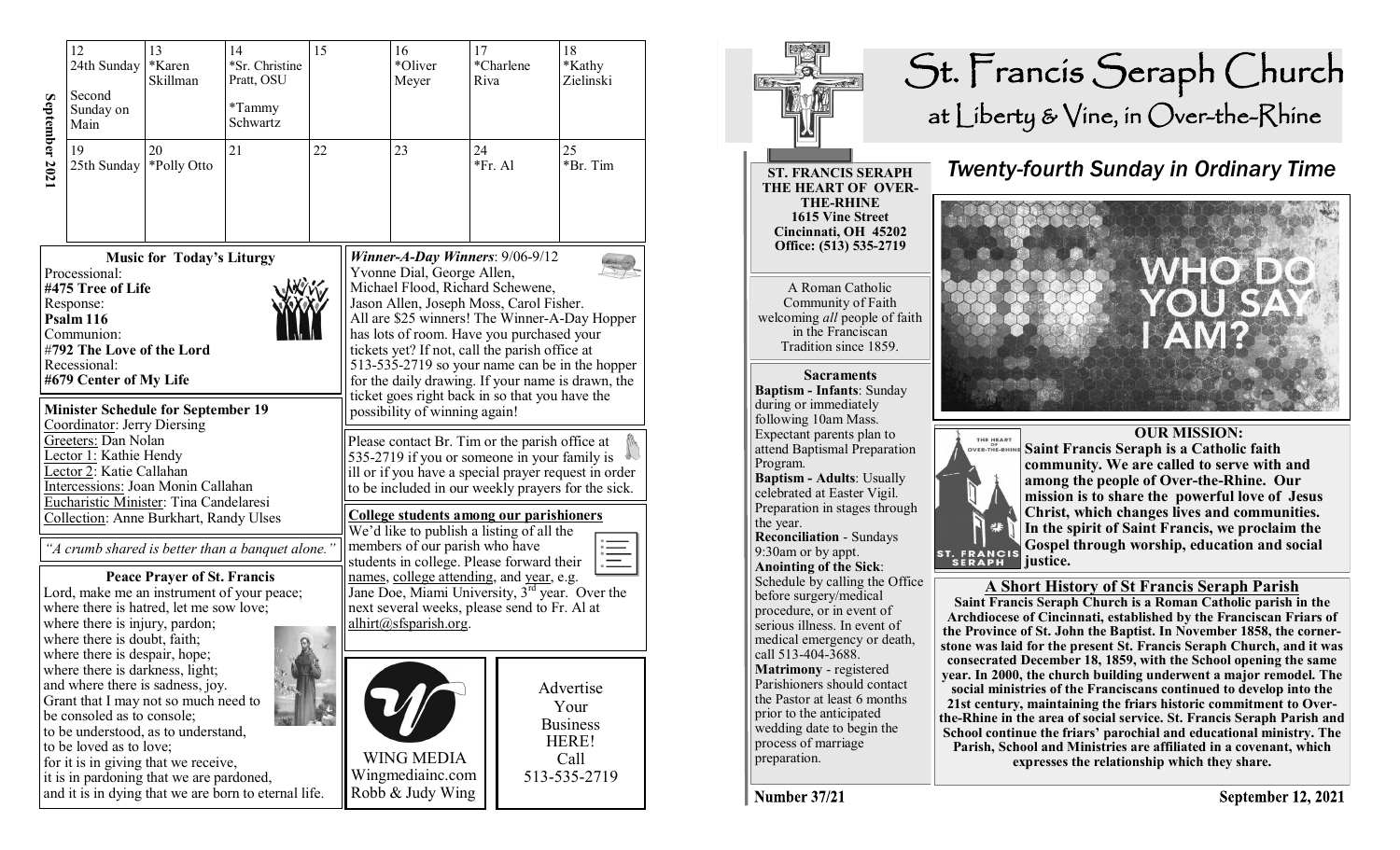## September 2021

| 12 | 13 | 14 | 15 | 16 | 17 | 18 |
|---|---|---|---|---|---|---|
| 24th Sunday<br>Second Sunday on Main | *Karen Skillman | *Sr. Christine Pratt, OSU<br>*Tammy Schwartz | | *Oliver Meyer | *Charlene Riva | *Kathy Zielinski |
| **19** | **20** | **21** | **22** | **23** | **24** | **25** |
| 25th Sunday | *Polly Otto | | | | *Fr. Al | *Br. Tim |

### Music for Today's Liturgy

Processional:
**#475 Tree of Life**
Response:
**Psalm 116**
Communion:
**#792 The Love of the Lord**
Recessional:
**#679 Center of My Life**

### Minister Schedule for September 19

Coordinator: Jerry Diersing
Greeters: Dan Nolan
Lector 1: Kathie Hendy
Lector 2: Katie Callahan
Intercessions: Joan Monin Callahan
Eucharistic Minister: Tina Candelaresi
Collection: Anne Burkhart, Randy Ulses

*"A crumb shared is better than a banquet alone."*

### Peace Prayer of St. Francis

Lord, make me an instrument of your peace;
where there is hatred, let me sow love;
where there is injury, pardon;
where there is doubt, faith;
where there is despair, hope;
where there is darkness, light;
and where there is sadness, joy.
Grant that I may not so much need to be consoled as to console;
to be understood, as to understand,
to be loved as to love;
for it is in giving that we receive,
it is in pardoning that we are pardoned,
and it is in dying that we are born to eternal life.

***Winner-A-Day Winners***: 9/06-9/12
Yvonne Dial, George Allen, Michael Flood, Richard Schewene, Jason Allen, Joseph Moss, Carol Fisher. All are $25 winners! The Winner-A-Day Hopper has lots of room. Have you purchased your tickets yet? If not, call the parish office at 513-535-2719 so your name can be in the hopper for the daily drawing. If your name is drawn, the ticket goes right back in so that you have the possibility of winning again!

Please contact Br. Tim or the parish office at 535-2719 if you or someone in your family is ill or if you have a special prayer request in order to be included in our weekly prayers for the sick.

**College students among our parishioners**
We'd like to publish a listing of all the members of our parish who have students in college. Please forward their names, college attending, and year, e.g. Jane Doe, Miami University, 3rd year. Over the next several weeks, please send to Fr. Al at alhirt@sfsparish.org.

WING MEDIA
Wingmediainc.com
Robb & Judy Wing

Advertise Your Business HERE! Call 513-535-2719

# St. Francis Seraph Church
## at Liberty & Vine, in Over-the-Rhine

**ST. FRANCIS SERAPH THE HEART OF OVER-THE-RHINE**
**1615 Vine Street**
**Cincinnati, OH 45202**
**Office: (513) 535-2719**

A Roman Catholic Community of Faith welcoming *all* people of faith in the Franciscan Tradition since 1859.

### Sacraments

**Baptism - Infants**: Sunday during or immediately following 10am Mass. Expectant parents plan to attend Baptismal Preparation Program.
**Baptism - Adults**: Usually celebrated at Easter Vigil. Preparation in stages through the year.
**Reconciliation** - Sundays 9:30am or by appt.
**Anointing of the Sick**: Schedule by calling the Office before surgery/medical procedure, or in event of serious illness. In event of medical emergency or death, call 513-404-3688.
**Matrimony** - registered Parishioners should contact the Pastor at least 6 months prior to the anticipated wedding date to begin the process of marriage preparation.

## *Twenty-fourth Sunday in Ordinary Time*

WHO DO YOU SAY I AM?

### OUR MISSION:

**Saint Francis Seraph is a Catholic faith community. We are called to serve with and among the people of Over-the-Rhine. Our mission is to share the powerful love of Jesus Christ, which changes lives and communities. In the spirit of Saint Francis, we proclaim the Gospel through worship, education and social justice.**

### A Short History of St Francis Seraph Parish

**Saint Francis Seraph Church is a Roman Catholic parish in the Archdiocese of Cincinnati, established by the Franciscan Friars of the Province of St. John the Baptist. In November 1858, the cornerstone was laid for the present St. Francis Seraph Church, and it was consecrated December 18, 1859, with the School opening the same year. In 2000, the church building underwent a major remodel. The social ministries of the Franciscans continued to develop into the 21st century, maintaining the friars historic commitment to Over-the-Rhine in the area of social service. St. Francis Seraph Parish and School continue the friars' parochial and educational ministry. The Parish, School and Ministries are affiliated in a covenant, which expresses the relationship which they share.**

**Number 37/21** — **September 12, 2021**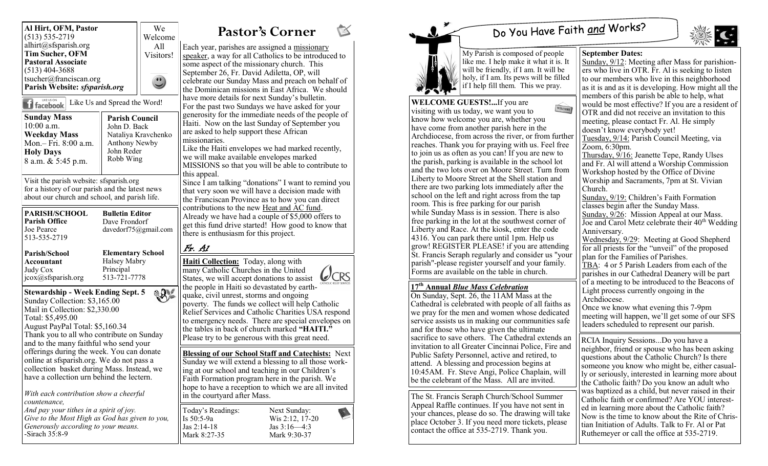Al Hirt, OFM, Pastor
(513) 535-2719
alhirt@sfsparish.org
**Tim Sucher, OFM**
**Pastoral Associate**
(513) 404-3688
tsucher@franciscan.org
**Parish Website:** ***sfsparish.org***

We Welcome All Visitors!

Like Us and Spread the Word!

**Sunday Mass**
10:00 a.m.
**Weekday Mass**
Mon.– Fri. 8:00 a.m.
**Holy Days**
8 a.m. & 5:45 p.m.

**Parish Council**
John D. Back
Nataliya Kravchenko
Anthony Newby
John Reder
Robb Wing

Visit the parish website: sfsparish.org for a history of our parish and the latest news about our church and school, and parish life.

**PARISH/SCHOOL**
**Parish Office**
Joe Pearce
513-535-2719

**Bulletin Editor**
Dave Frondorf
davedorf75@gmail.com

**Parish/School Accountant**
Judy Cox
jcox@sfsparish.org

**Elementary School**
Halsey Mabry
Principal
513-721-7778

**Stewardship - Week Ending Sept. 5**
Sunday Collection: $3,165.00
Mail in Collection: $2,330.00
Total: $5,495.00
August PayPal Total: $5,160.34
Thank you to all who contribute on Sunday and to the many faithful who send your offerings during the week. You can donate online at sfsparish.org. We do not pass a collection basket during Mass. Instead, we have a collection urn behind the lectern.

*With each contribution show a cheerful countenance,*
*And pay your tithes in a spirit of joy.*
*Give to the Most High as God has given to you,*
*Generously according to your means.*
-Sirach 35:8-9

# Pastor's Corner

Each year, parishes are assigned a missionary speaker, a way for all Catholics to be introduced to some aspect of the missionary church. This September 26, Fr. David Adiletta, OP, will celebrate our Sunday Mass and preach on behalf of the Dominican missions in East Africa. We should have more details for next Sunday's bulletin.
For the past two Sundays we have asked for your generosity for the immediate needs of the people of Haiti. Now on the last Sunday of September you are asked to help support these African missionaries.
Like the Haiti envelopes we had marked recently, we will make available envelopes marked MISSIONS so that you will be able to contribute to this appeal.
Since I am talking "donations" I want to remind you that very soon we will have a decision made with the Franciscan Province as to how you can direct contributions to the new Heat and AC fund. Already we have had a couple of $5,000 offers to get this fund drive started! How good to know that there is enthusiasm for this project.

*Fr. Al*

**Haiti Collection:** Today, along with many Catholic Churches in the United States, we will accept donations to assist the people in Haiti so devastated by earthquake, civil unrest, storms and ongoing poverty. The funds we collect will help Catholic Relief Services and Catholic Charities USA respond to emergency needs. There are special envelopes on the tables in back of church marked **"HAITI."** Please try to be generous with this great need.

**Blessing of our School Staff and Catechists:** Next Sunday we will extend a blessing to all those working at our school and teaching in our Children's Faith Formation program here in the parish. We hope to have a reception to which we are all invited in the courtyard after Mass.

| Today's Readings: | Next Sunday: |
|---|---|
| Is 50:5-9a | Wis 2:12, 17-20 |
| Jas 2:14-18 | Jas 3:16—4:3 |
| Mark 8:27-35 | Mark 9:30-37 |

# Do You Have Faith and Works?

My Parish is composed of people like me. I help make it what it is. It will be friendly, if I am. It will be holy, if I am. Its pews will be filled if I help fill them. This we pray.

**WELCOME GUESTS!...**If you are visiting with us today, we want you to know how welcome you are, whether you have come from another parish here in the Archdiocese, from across the river, or from further reaches. Thank you for praying with us. Feel free to join us as often as you can! If you are new to the parish, parking is available in the school lot and the two lots over on Moore Street. Turn from Liberty to Moore Street at the Shell station and there are two parking lots immediately after the school on the left and right across from the tap room. This is free parking for our parish while Sunday Mass is in session. There is also free parking in the lot at the southwest corner of Liberty and Race. At the kiosk, enter the code 4316. You can park there until 1pm. Help us grow! REGISTER PLEASE! if you are attending St. Francis Seraph regularly and consider us "your parish"-please register yourself and your family. Forms are available on the table in church.

**17th Annual *Blue Mass Celebration***
On Sunday, Sept. 26, at the 11AM Mass at the Cathedral is celebrated with people of all faiths as we pray for the men and women whose dedicated service assists us in making our communities safe and for those who have given the ultimate sacrifice to save others. The Cathedral extends an invitation to all Greater Cincinnati Police, Fire and Public Safety Personnel, active and retired, to attend. A blessing and procession begins at 10:45AM. Fr. Steve Angi, Police Chaplain, will be the celebrant of the Mass. All are invited.

The St. Francis Seraph Church/School Summer Appeal Raffle continues. If you have not sent in your chances, please do so. The drawing will take place October 3. If you need more tickets, please contact the office at 535-2719. Thank you.

**September Dates:**
Sunday, 9/12: Meeting after Mass for parishioners who live in OTR. Fr. Al is seeking to listen to our members who live in this neighborhood as it is and as it is developing. How might all the members of this parish be able to help, what would be most effective? If you are a resident of OTR and did not receive an invitation to this meeting, please contact Fr. Al. He simply doesn't know everybody yet!
Tuesday, 9/14: Parish Council Meeting, via Zoom, 6:30pm.
Thursday, 9/16: Jeanette Tepe, Randy Ulses and Fr. Al will attend a Worship Commission Workshop hosted by the Office of Divine Worship and Sacraments, 7pm at St. Vivian Church.
Sunday, 9/19: Children's Faith Formation classes begin after the Sunday Mass.
Sunday, 9/26: Mission Appeal at our Mass. Joe and Carol Metz celebrate their 40th Wedding Anniversary.
Wednesday, 9/29: Meeting at Good Shepherd for all priests for the "unveil" of the proposed plan for the Families of Parishes.
TBA: 4 or 5 Parish Leaders from each of the parishes in our Cathedral Deanery will be part of a meeting to be introduced to the Beacons of Light process currently ongoing in the Archdiocese.
Once we know what evening this 7-9pm meeting will happen, we'll get some of our SFS leaders scheduled to represent our parish.

RCIA Inquiry Sessions...Do you have a neighbor, friend or spouse who has been asking questions about the Catholic Church? Is there someone you know who might be, either casually or seriously, interested in learning more about the Catholic faith? Do you know an adult who was baptized as a child, but never raised in their Catholic faith or confirmed? Are YOU interested in learning more about the Catholic faith? Now is the time to know about the Rite of Christian Initiation of Adults. Talk to Fr. Al or Pat Ruthemeyer or call the office at 535-2719.